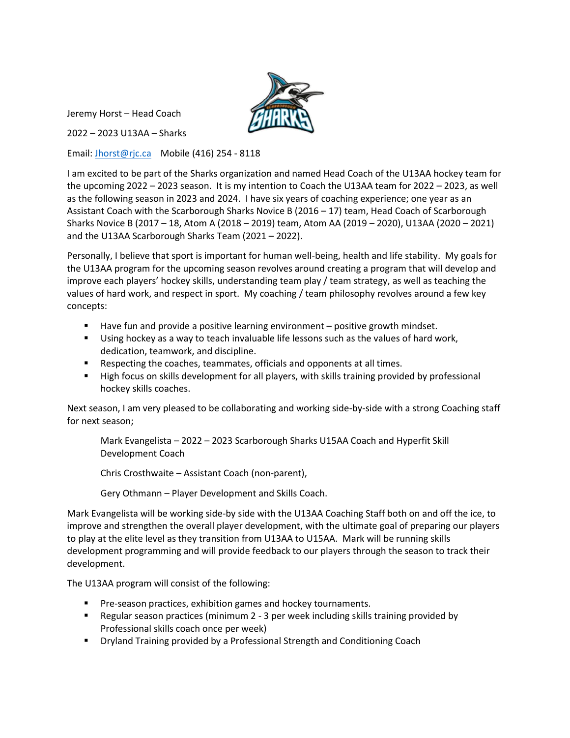Jeremy Horst – Head Coach

2022 – 2023 U13AA – Sharks

Email: Jhorst@rjc.ca    Mobile (416) 254 - 8118

I am excited to be part of the Sharks organization and named Head Coach of the U13AA hockey team for the upcoming 2022 – 2023 season. It is my intention to Coach the U13AA team for 2022 – 2023, as well as the following season in 2023 and 2024. I have six years of coaching experience; one year as an Assistant Coach with the Scarborough Sharks Novice B (2016 – 17) team, Head Coach of Scarborough Sharks Novice B (2017 – 18, Atom A (2018 – 2019) team, Atom AA (2019 – 2020), U13AA (2020 – 2021) and the U13AA Scarborough Sharks Team (2021 – 2022).

Personally, I believe that sport is important for human well-being, health and life stability. My goals for the U13AA program for the upcoming season revolves around creating a program that will develop and improve each players' hockey skills, understanding team play / team strategy, as well as teaching the values of hard work, and respect in sport. My coaching / team philosophy revolves around a few key concepts:

- Have fun and provide a positive learning environment – positive growth mindset.
- Using hockey as a way to teach invaluable life lessons such as the values of hard work, dedication, teamwork, and discipline.
- Respecting the coaches, teammates, officials and opponents at all times.
- High focus on skills development for all players, with skills training provided by professional hockey skills coaches.

Next season, I am very pleased to be collaborating and working side-by-side with a strong Coaching staff for next season;

> Mark Evangelista – 2022 – 2023 Scarborough Sharks U15AA Coach and Hyperfit Skill Development Coach
>
> Chris Crosthwaite – Assistant Coach (non-parent),
>
> Gery Othmann – Player Development and Skills Coach.

Mark Evangelista will be working side-by side with the U13AA Coaching Staff both on and off the ice, to improve and strengthen the overall player development, with the ultimate goal of preparing our players to play at the elite level as they transition from U13AA to U15AA. Mark will be running skills development programming and will provide feedback to our players through the season to track their development.

The U13AA program will consist of the following:

- Pre-season practices, exhibition games and hockey tournaments.
- Regular season practices (minimum 2 - 3 per week including skills training provided by Professional skills coach once per week)
- Dryland Training provided by a Professional Strength and Conditioning Coach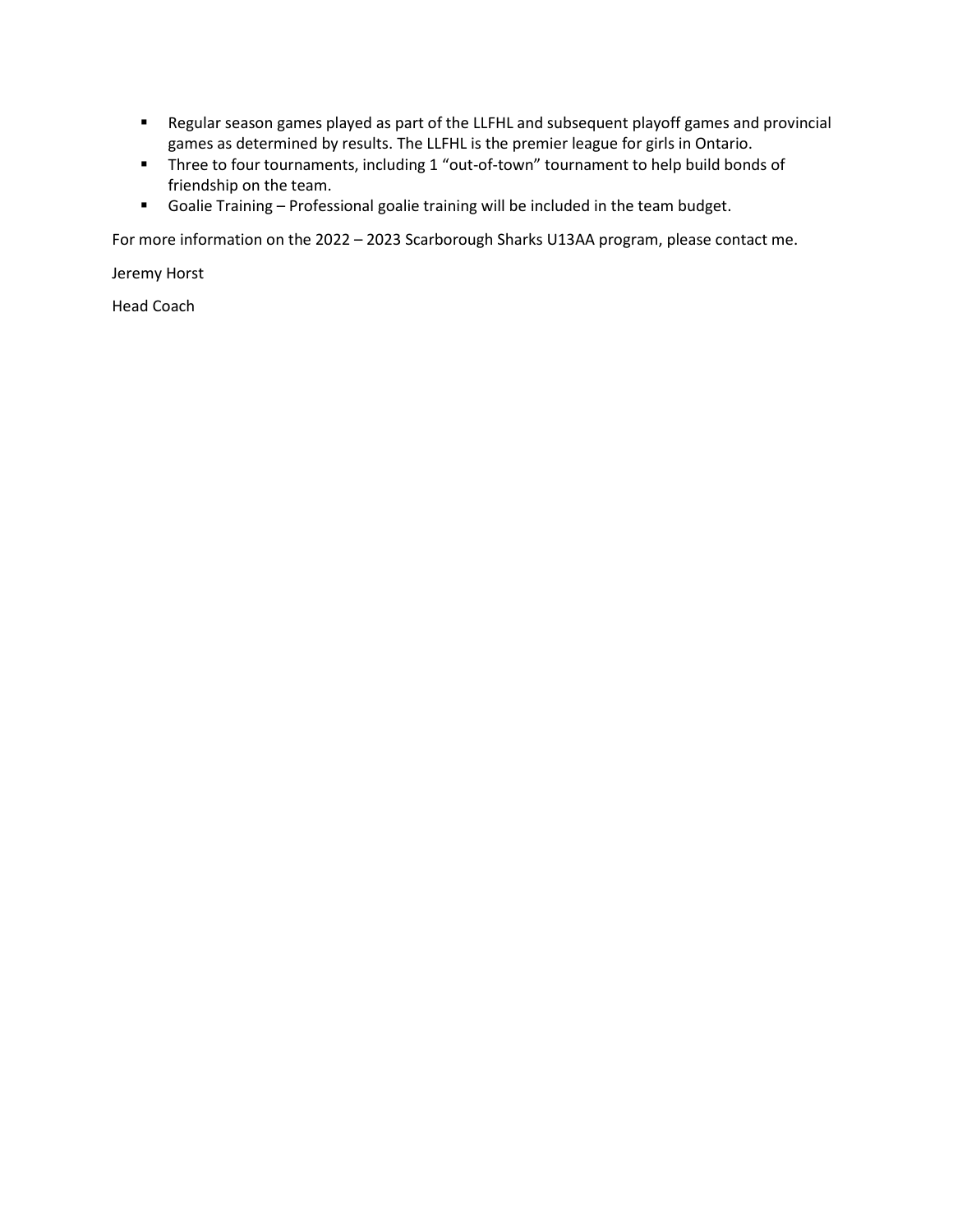- Regular season games played as part of the LLFHL and subsequent playoff games and provincial games as determined by results. The LLFHL is the premier league for girls in Ontario.
- Three to four tournaments, including 1 “out-of-town” tournament to help build bonds of friendship on the team.
- Goalie Training – Professional goalie training will be included in the team budget.

For more information on the 2022 – 2023 Scarborough Sharks U13AA program, please contact me.

Jeremy Horst

Head Coach